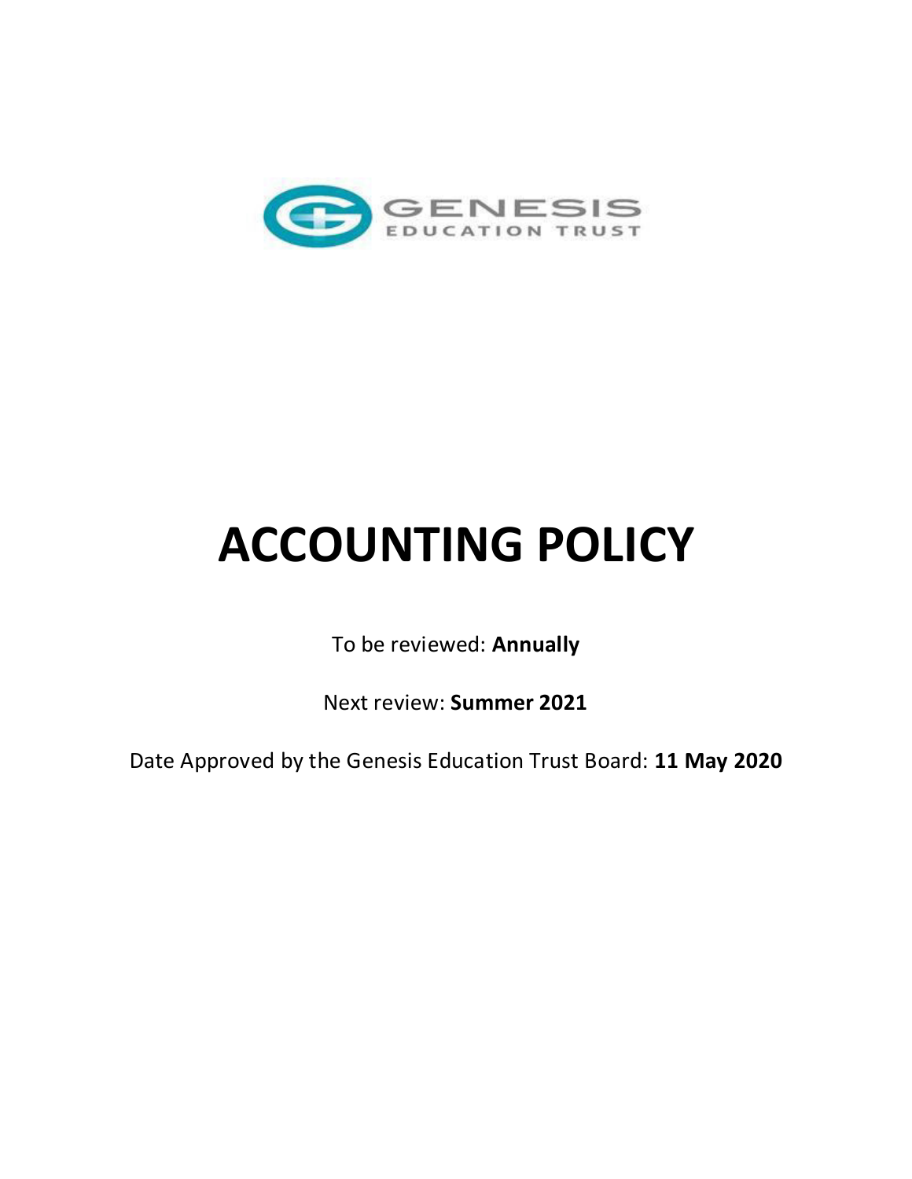GENESIS EDUCATION TRUST

# ACCOUNTING POLICY

To be reviewed: **Annually**

Next review: **Summer 2021**

Date Approved by the Genesis Education Trust Board: **11 May 2020**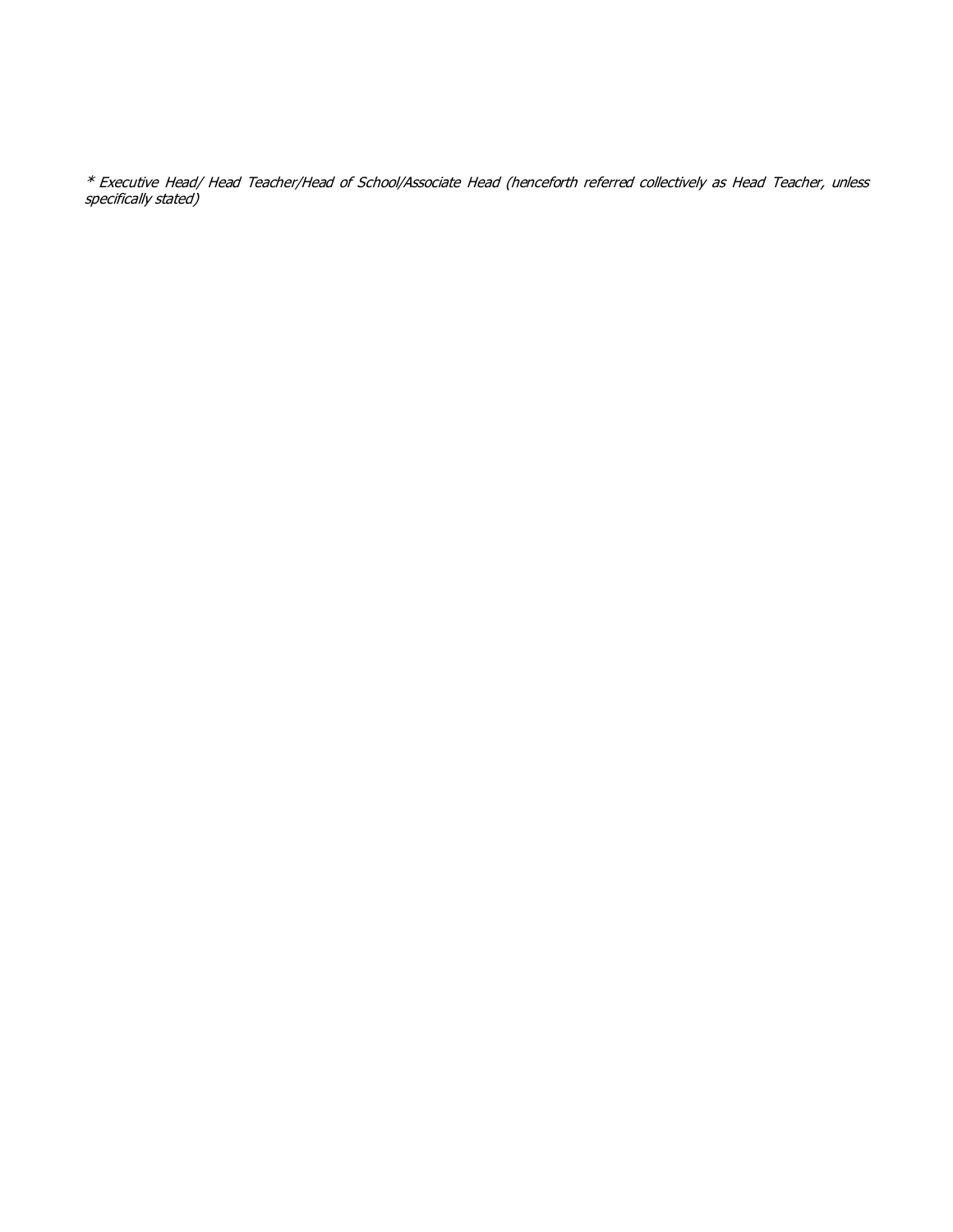*\* Executive Head/ Head Teacher/Head of School/Associate Head (henceforth referred collectively as Head Teacher, unless specifically stated)*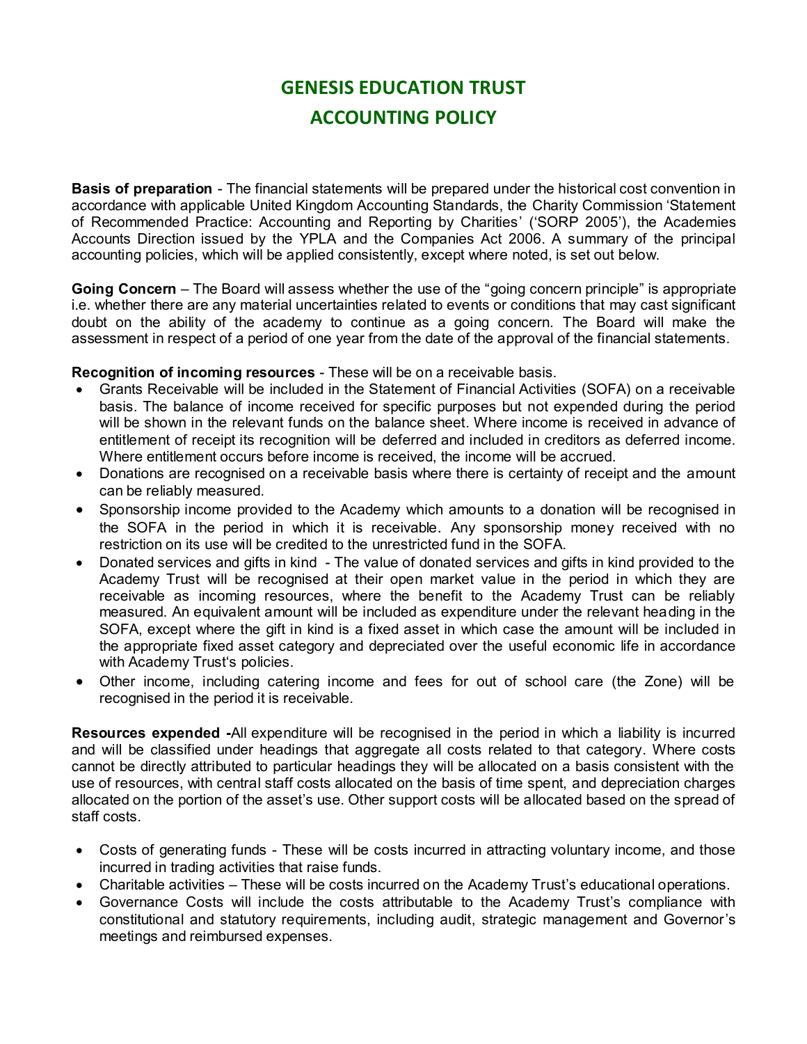# GENESIS EDUCATION TRUST
# ACCOUNTING POLICY

**Basis of preparation** - The financial statements will be prepared under the historical cost convention in accordance with applicable United Kingdom Accounting Standards, the Charity Commission 'Statement of Recommended Practice: Accounting and Reporting by Charities' ('SORP 2005'), the Academies Accounts Direction issued by the YPLA and the Companies Act 2006. A summary of the principal accounting policies, which will be applied consistently, except where noted, is set out below.

**Going Concern** – The Board will assess whether the use of the "going concern principle" is appropriate i.e. whether there are any material uncertainties related to events or conditions that may cast significant doubt on the ability of the academy to continue as a going concern. The Board will make the assessment in respect of a period of one year from the date of the approval of the financial statements.

**Recognition of incoming resources** - These will be on a receivable basis.

- Grants Receivable will be included in the Statement of Financial Activities (SOFA) on a receivable basis. The balance of income received for specific purposes but not expended during the period will be shown in the relevant funds on the balance sheet. Where income is received in advance of entitlement of receipt its recognition will be deferred and included in creditors as deferred income. Where entitlement occurs before income is received, the income will be accrued.
- Donations are recognised on a receivable basis where there is certainty of receipt and the amount can be reliably measured.
- Sponsorship income provided to the Academy which amounts to a donation will be recognised in the SOFA in the period in which it is receivable. Any sponsorship money received with no restriction on its use will be credited to the unrestricted fund in the SOFA.
- Donated services and gifts in kind - The value of donated services and gifts in kind provided to the Academy Trust will be recognised at their open market value in the period in which they are receivable as incoming resources, where the benefit to the Academy Trust can be reliably measured. An equivalent amount will be included as expenditure under the relevant heading in the SOFA, except where the gift in kind is a fixed asset in which case the amount will be included in the appropriate fixed asset category and depreciated over the useful economic life in accordance with Academy Trust's policies.
- Other income, including catering income and fees for out of school care (the Zone) will be recognised in the period it is receivable.

**Resources expended -** All expenditure will be recognised in the period in which a liability is incurred and will be classified under headings that aggregate all costs related to that category. Where costs cannot be directly attributed to particular headings they will be allocated on a basis consistent with the use of resources, with central staff costs allocated on the basis of time spent, and depreciation charges allocated on the portion of the asset's use. Other support costs will be allocated based on the spread of staff costs.

- Costs of generating funds - These will be costs incurred in attracting voluntary income, and those incurred in trading activities that raise funds.
- Charitable activities – These will be costs incurred on the Academy Trust's educational operations.
- Governance Costs will include the costs attributable to the Academy Trust's compliance with constitutional and statutory requirements, including audit, strategic management and Governor's meetings and reimbursed expenses.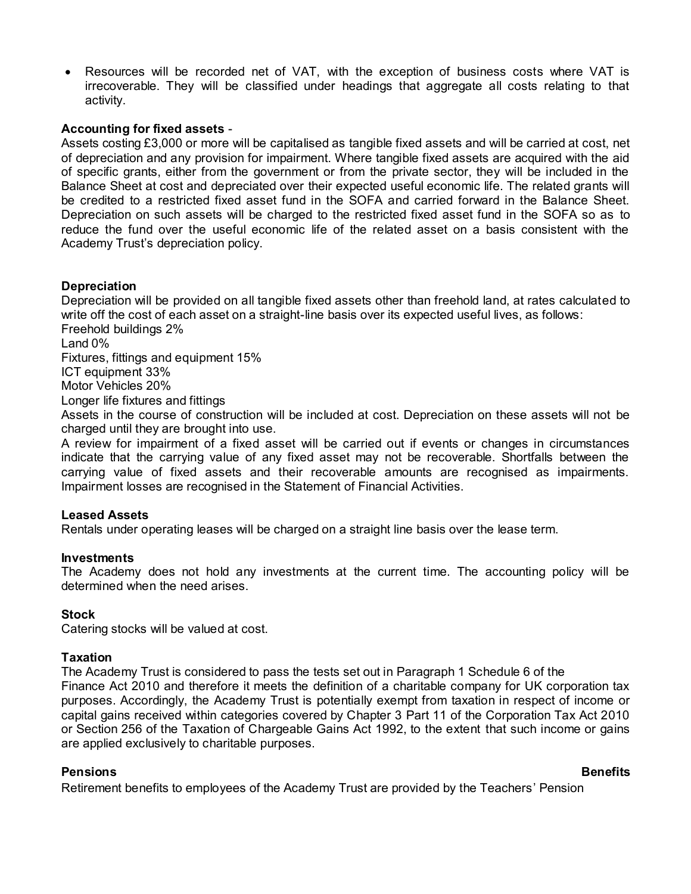- Resources will be recorded net of VAT, with the exception of business costs where VAT is irrecoverable. They will be classified under headings that aggregate all costs relating to that activity.

**Accounting for fixed assets** -
Assets costing £3,000 or more will be capitalised as tangible fixed assets and will be carried at cost, net of depreciation and any provision for impairment. Where tangible fixed assets are acquired with the aid of specific grants, either from the government or from the private sector, they will be included in the Balance Sheet at cost and depreciated over their expected useful economic life. The related grants will be credited to a restricted fixed asset fund in the SOFA and carried forward in the Balance Sheet. Depreciation on such assets will be charged to the restricted fixed asset fund in the SOFA so as to reduce the fund over the useful economic life of the related asset on a basis consistent with the Academy Trust's depreciation policy.

**Depreciation**
Depreciation will be provided on all tangible fixed assets other than freehold land, at rates calculated to write off the cost of each asset on a straight-line basis over its expected useful lives, as follows:
Freehold buildings 2%
Land 0%
Fixtures, fittings and equipment 15%
ICT equipment 33%
Motor Vehicles 20%
Longer life fixtures and fittings
Assets in the course of construction will be included at cost. Depreciation on these assets will not be charged until they are brought into use.
A review for impairment of a fixed asset will be carried out if events or changes in circumstances indicate that the carrying value of any fixed asset may not be recoverable. Shortfalls between the carrying value of fixed assets and their recoverable amounts are recognised as impairments. Impairment losses are recognised in the Statement of Financial Activities.

**Leased Assets**
Rentals under operating leases will be charged on a straight line basis over the lease term.

**Investments**
The Academy does not hold any investments at the current time. The accounting policy will be determined when the need arises.

**Stock**
Catering stocks will be valued at cost.

**Taxation**
The Academy Trust is considered to pass the tests set out in Paragraph 1 Schedule 6 of the Finance Act 2010 and therefore it meets the definition of a charitable company for UK corporation tax purposes. Accordingly, the Academy Trust is potentially exempt from taxation in respect of income or capital gains received within categories covered by Chapter 3 Part 11 of the Corporation Tax Act 2010 or Section 256 of the Taxation of Chargeable Gains Act 1992, to the extent that such income or gains are applied exclusively to charitable purposes.

**Pensions Benefits**
Retirement benefits to employees of the Academy Trust are provided by the Teachers' Pension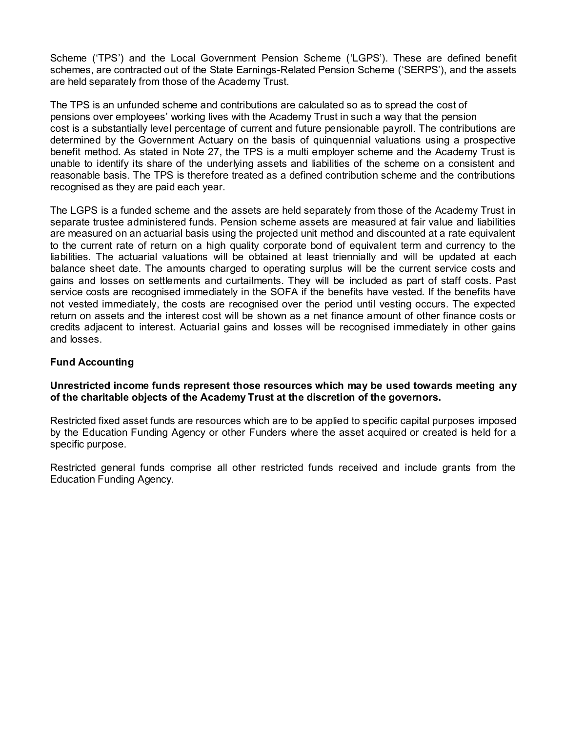Scheme ('TPS') and the Local Government Pension Scheme ('LGPS'). These are defined benefit schemes, are contracted out of the State Earnings-Related Pension Scheme ('SERPS'), and the assets are held separately from those of the Academy Trust.

The TPS is an unfunded scheme and contributions are calculated so as to spread the cost of pensions over employees' working lives with the Academy Trust in such a way that the pension cost is a substantially level percentage of current and future pensionable payroll. The contributions are determined by the Government Actuary on the basis of quinquennial valuations using a prospective benefit method. As stated in Note 27, the TPS is a multi employer scheme and the Academy Trust is unable to identify its share of the underlying assets and liabilities of the scheme on a consistent and reasonable basis. The TPS is therefore treated as a defined contribution scheme and the contributions recognised as they are paid each year.

The LGPS is a funded scheme and the assets are held separately from those of the Academy Trust in separate trustee administered funds. Pension scheme assets are measured at fair value and liabilities are measured on an actuarial basis using the projected unit method and discounted at a rate equivalent to the current rate of return on a high quality corporate bond of equivalent term and currency to the liabilities. The actuarial valuations will be obtained at least triennially and will be updated at each balance sheet date. The amounts charged to operating surplus will be the current service costs and gains and losses on settlements and curtailments. They will be included as part of staff costs. Past service costs are recognised immediately in the SOFA if the benefits have vested. If the benefits have not vested immediately, the costs are recognised over the period until vesting occurs. The expected return on assets and the interest cost will be shown as a net finance amount of other finance costs or credits adjacent to interest. Actuarial gains and losses will be recognised immediately in other gains and losses.

**Fund Accounting**

**Unrestricted income funds represent those resources which may be used towards meeting any of the charitable objects of the Academy Trust at the discretion of the governors.**

Restricted fixed asset funds are resources which are to be applied to specific capital purposes imposed by the Education Funding Agency or other Funders where the asset acquired or created is held for a specific purpose.

Restricted general funds comprise all other restricted funds received and include grants from the Education Funding Agency.